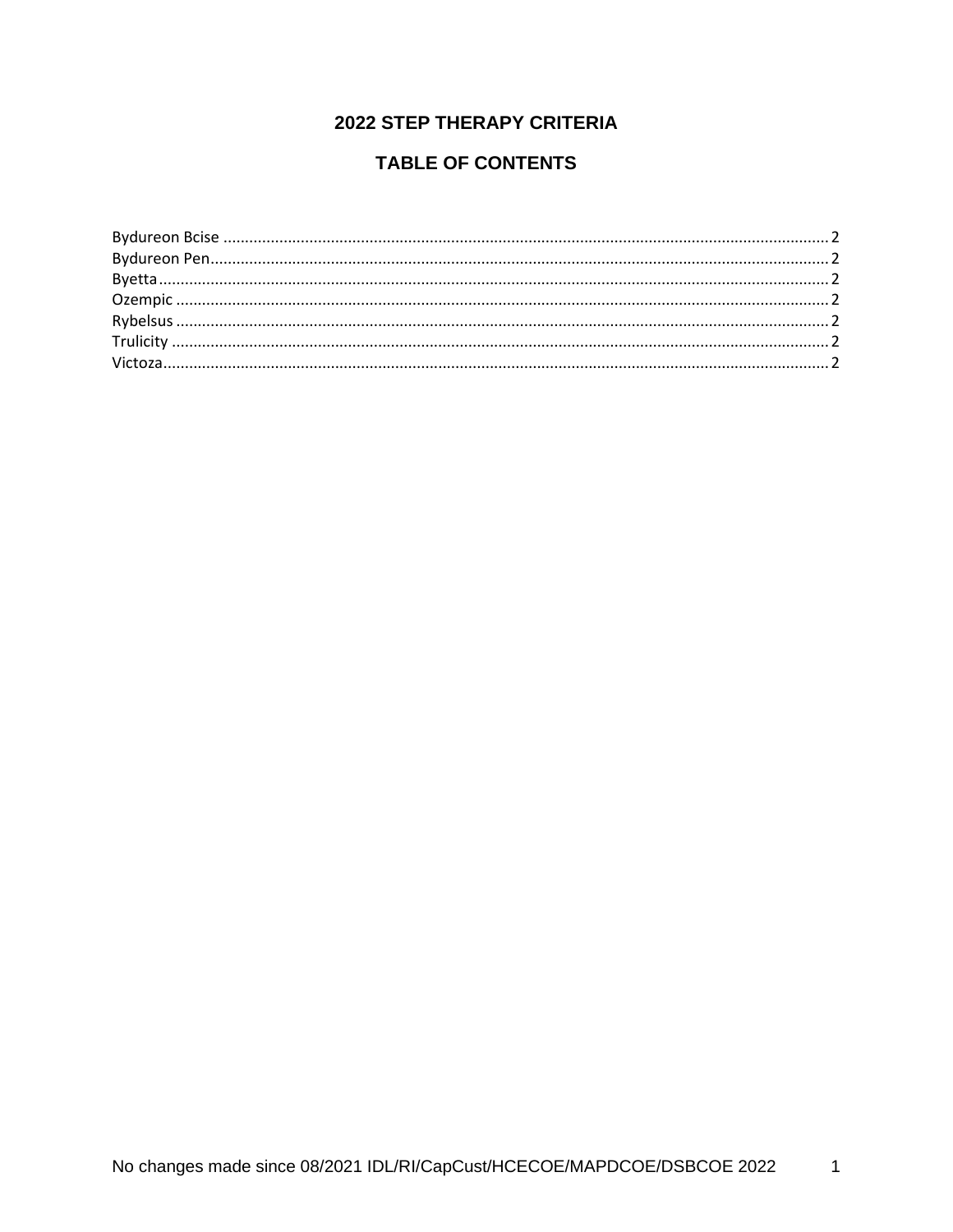# 2022 STEP THERAPY CRITERIA

## TABLE OF CONTENTS

Bydureon Bcise .......... 2
Bydureon Pen .......... 2
Byetta .......... 2
Ozempic .......... 2
Rybelsus .......... 2
Trulicity .......... 2
Victoza .......... 2

No changes made since 08/2021 IDL/RI/CapCust/HCECOE/MAPDCOE/DSBCOE 2022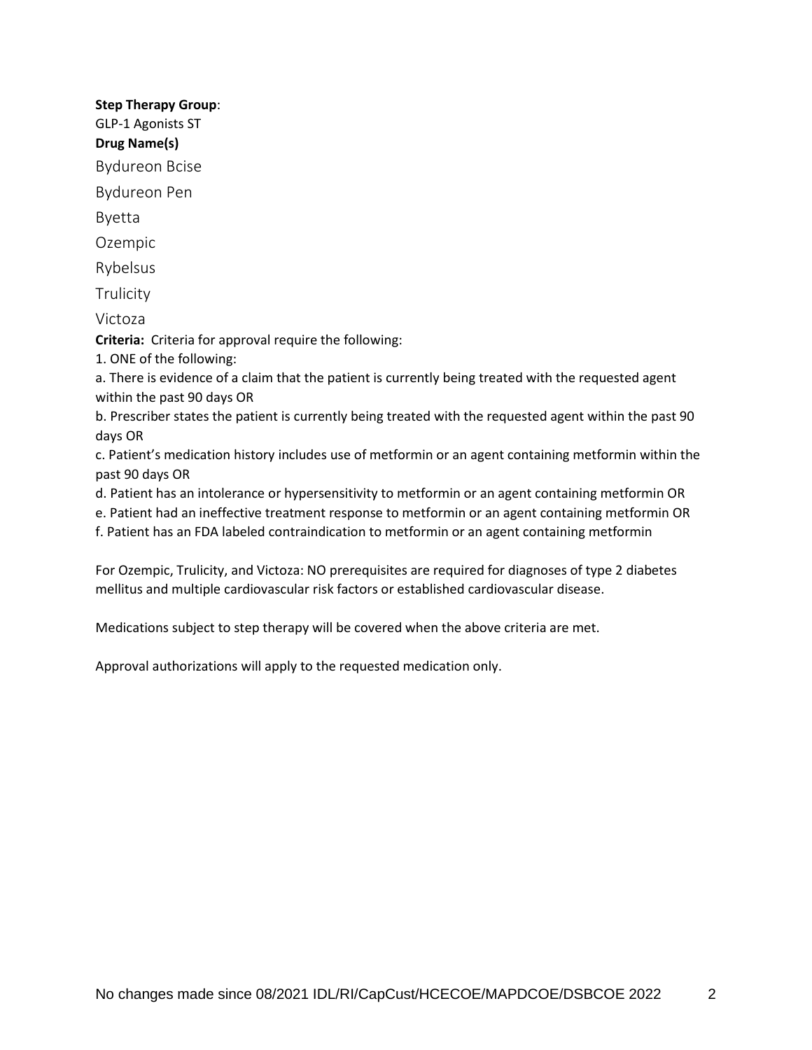**Step Therapy Group**:

GLP-1 Agonists ST

**Drug Name(s)**

Bydureon Bcise

Bydureon Pen

Byetta

Ozempic

Rybelsus

Trulicity

Victoza

**Criteria:** Criteria for approval require the following:

1. ONE of the following:

a. There is evidence of a claim that the patient is currently being treated with the requested agent within the past 90 days OR

b. Prescriber states the patient is currently being treated with the requested agent within the past 90 days OR

c. Patient's medication history includes use of metformin or an agent containing metformin within the past 90 days OR

d. Patient has an intolerance or hypersensitivity to metformin or an agent containing metformin OR

e. Patient had an ineffective treatment response to metformin or an agent containing metformin OR

f. Patient has an FDA labeled contraindication to metformin or an agent containing metformin

For Ozempic, Trulicity, and Victoza: NO prerequisites are required for diagnoses of type 2 diabetes mellitus and multiple cardiovascular risk factors or established cardiovascular disease.

Medications subject to step therapy will be covered when the above criteria are met.

Approval authorizations will apply to the requested medication only.